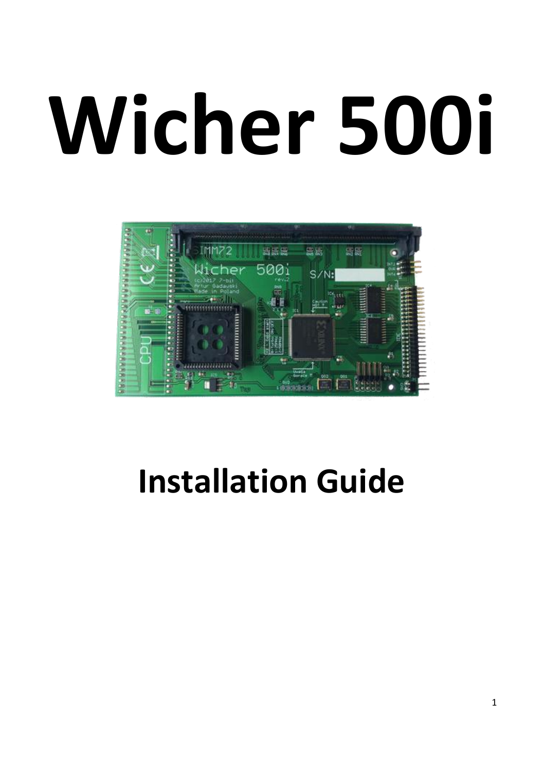# Wicher 500i

## Installation Guide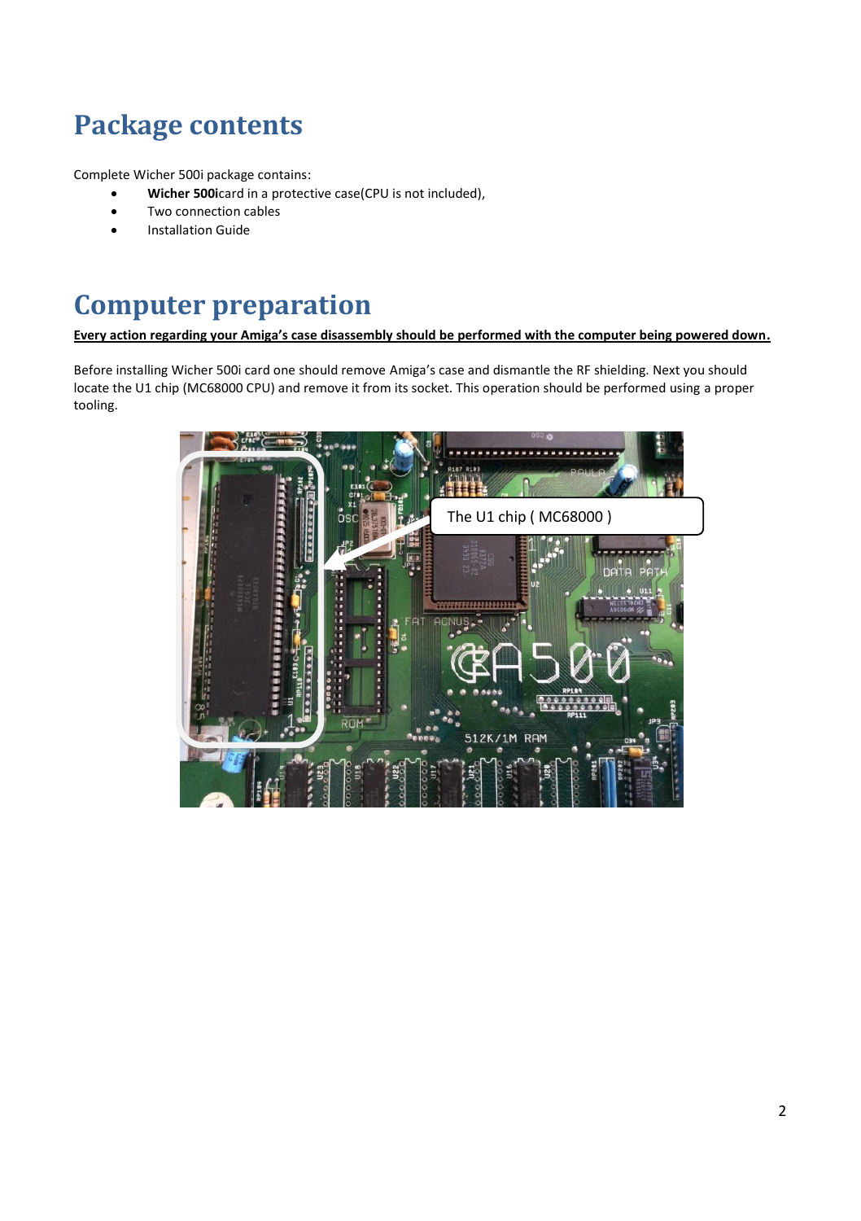# Package contents

Complete Wicher 500i package contains:

- **Wicher 500i**card in a protective case(CPU is not included),
- Two connection cables
- Installation Guide

# Computer preparation

**Every action regarding your Amiga's case disassembly should be performed with the computer being powered down.**

Before installing Wicher 500i card one should remove Amiga's case and dismantle the RF shielding. Next you should locate the U1 chip (MC68000 CPU) and remove it from its socket. This operation should be performed using a proper tooling.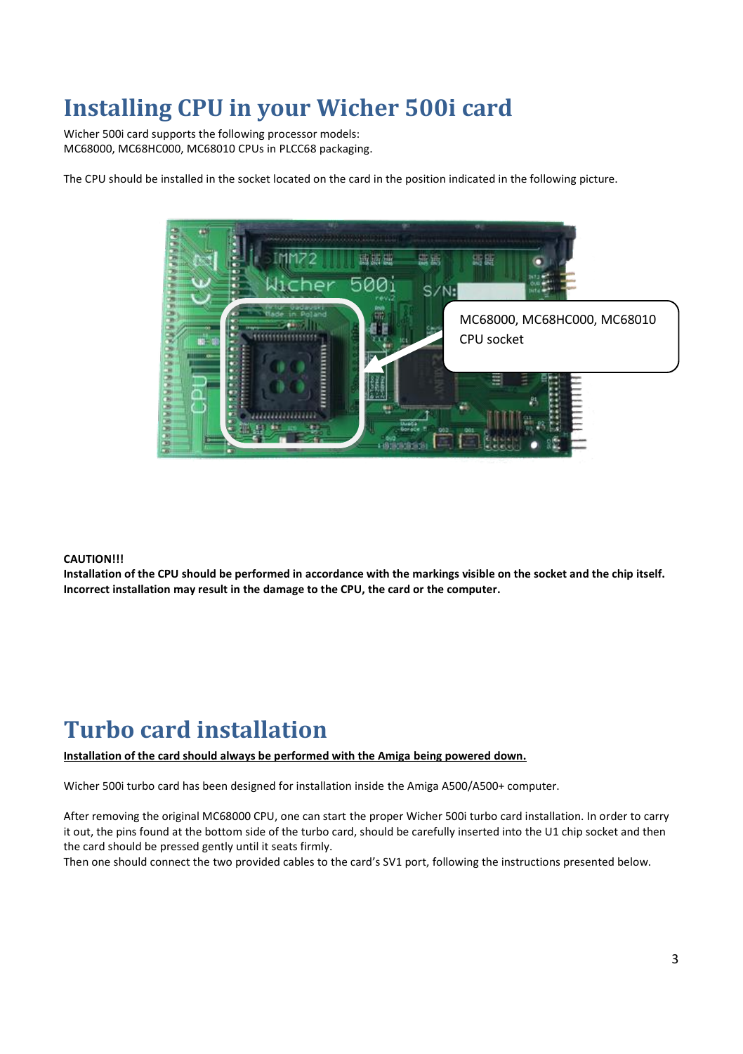# Installing CPU in your Wicher 500i card

Wicher 500i card supports the following processor models:
MC68000, MC68HC000, MC68010 CPUs in PLCC68 packaging.

The CPU should be installed in the socket located on the card in the position indicated in the following picture.

MC68000, MC68HC000, MC68010 CPU socket

**CAUTION!!!**
**Installation of the CPU should be performed in accordance with the markings visible on the socket and the chip itself. Incorrect installation may result in the damage to the CPU, the card or the computer.**

# Turbo card installation

**Installation of the card should always be performed with the Amiga being powered down.**

Wicher 500i turbo card has been designed for installation inside the Amiga A500/A500+ computer.

After removing the original MC68000 CPU, one can start the proper Wicher 500i turbo card installation. In order to carry it out, the pins found at the bottom side of the turbo card, should be carefully inserted into the U1 chip socket and then the card should be pressed gently until it seats firmly.
Then one should connect the two provided cables to the card's SV1 port, following the instructions presented below.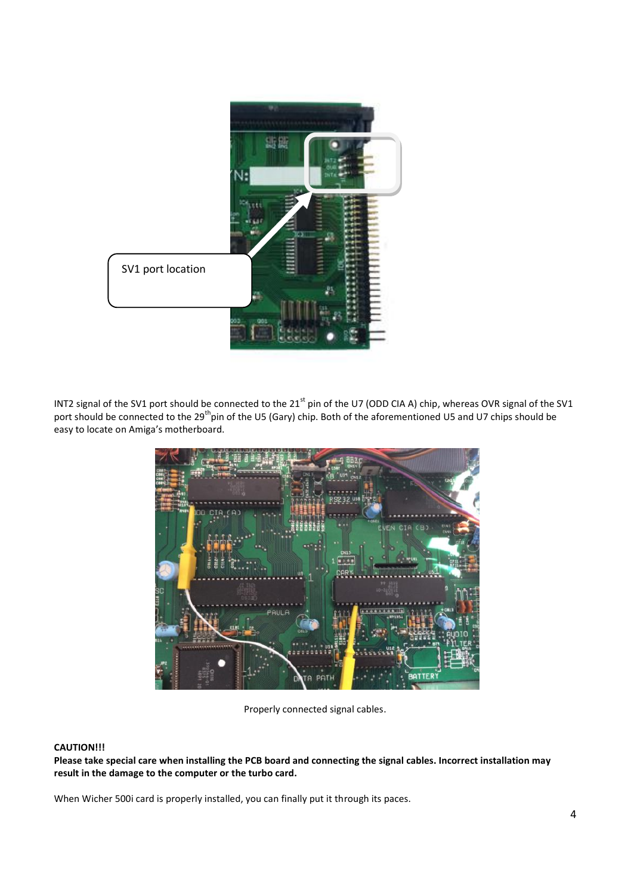SV1 port location

INT2 signal of the SV1 port should be connected to the 21st pin of the U7 (ODD CIA A) chip, whereas OVR signal of the SV1 port should be connected to the 29th pin of the U5 (Gary) chip. Both of the aforementioned U5 and U7 chips should be easy to locate on Amiga's motherboard.

Properly connected signal cables.

**CAUTION!!!**
**Please take special care when installing the PCB board and connecting the signal cables. Incorrect installation may result in the damage to the computer or the turbo card.**

When Wicher 500i card is properly installed, you can finally put it through its paces.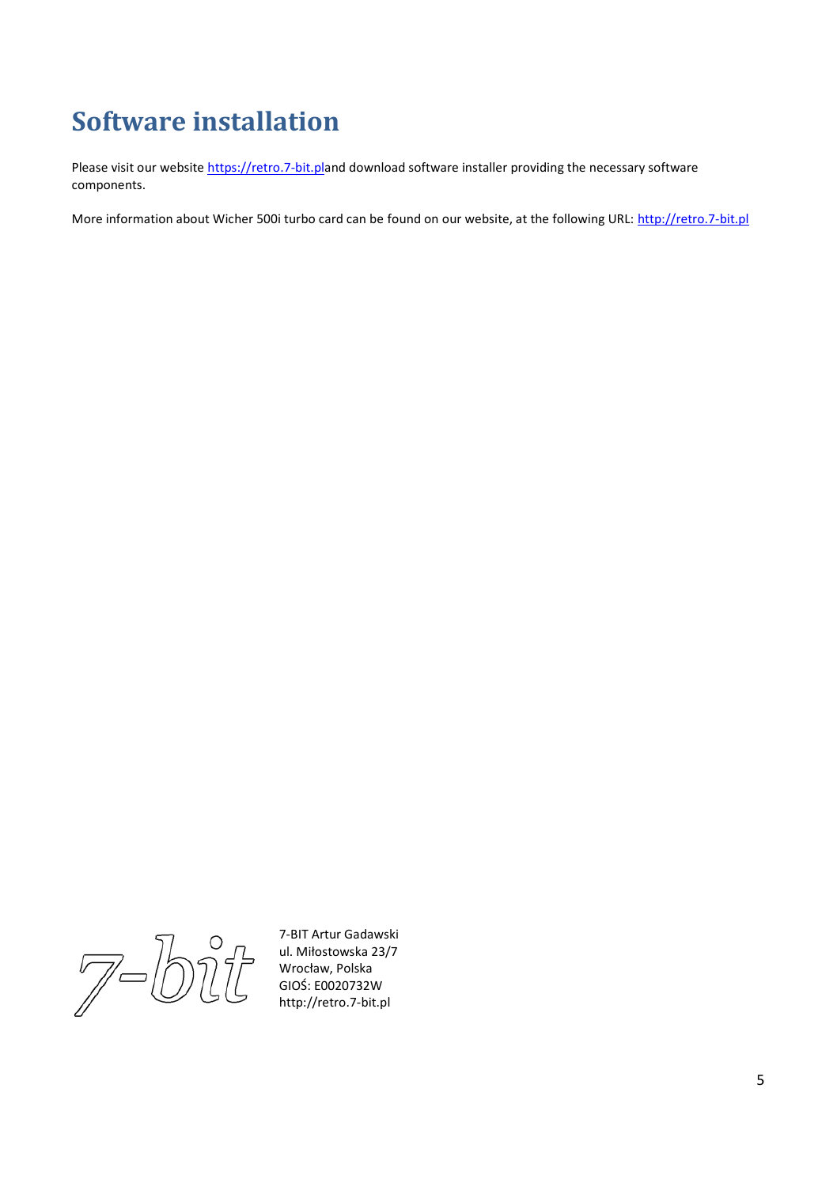# Software installation

Please visit our website https://retro.7-bit.pland download software installer providing the necessary software components.

More information about Wicher 500i turbo card can be found on our website, at the following URL: http://retro.7-bit.pl

7-BIT Artur Gadawski
ul. Miłostowska 23/7
Wrocław, Polska
GIOŚ: E0020732W
http://retro.7-bit.pl